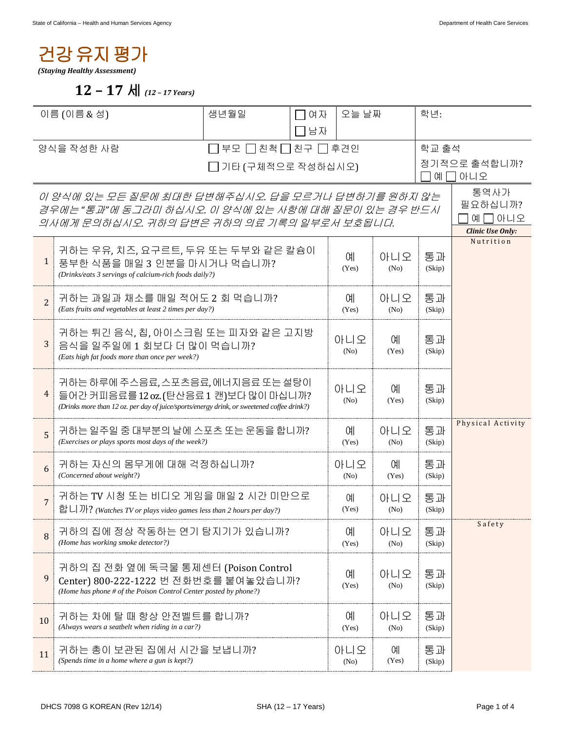# 건강 유지 평가

***(Staying Healthy Assessment)***

## 12 – 17 세 *(12 – 17 Years)*

| 이름 (이름 & 성) | 생년월일 | ☐ 여자 ☐ 남자 | 오늘 날짜 | 학년: |
|---|---|---|---|---|
| 양식을 작성한 사람 | ☐ 부모 ☐ 친척 ☐ 친구 ☐ 후견인 ☐ 기타 (구체적으로 작성하십시오) | | | 학교 출석 정기적으로 출석합니까? ☐ 예 ☐ 아니오 |

*이 양식에 있는 모든 질문에 최대한 답변해주십시오. 답을 모르거나 답변하기를 원하지 않는 경우에는 "통과"에 동그라미 하십시오. 이 양식에 있는 사항에 대해 질문이 있는 경우 반드시 의사에게 문의하십시오. 귀하의 답변은 귀하의 의료 기록의 일부로서 보호됩니다.*

통역사가 필요하십니까? ☐ 예 ☐ 아니오

| | | | | | ***Clinic Use Only:*** |
|---|---|---|---|---|---|
| 1 | 귀하는 우유, 치즈, 요구르트, 두유 또는 두부와 같은 칼슘이 풍부한 식품을 매일 3 인분을 마시거나 먹습니까? *(Drinks/eats 3 servings of calcium-rich foods daily?)* | 예 (Yes) | 아니오 (No) | 통과 (Skip) | Nutrition |
| 2 | 귀하는 과일과 채소를 매일 적어도 2 회 먹습니까? *(Eats fruits and vegetables at least 2 times per day?)* | 예 (Yes) | 아니오 (No) | 통과 (Skip) | |
| 3 | 귀하는 튀긴 음식, 칩, 아이스크림 또는 피자와 같은 고지방 음식을 일주일에 1 회보다 더 많이 먹습니까? *(Eats high fat foods more than once per week?)* | 아니오 (No) | 예 (Yes) | 통과 (Skip) | |
| 4 | 귀하는 하루에 주스음료, 스포츠음료, 에너지음료 또는 설탕이 들어간 커피음료를 12 oz. (탄산음료 1 캔)보다 많이 마십니까? *(Drinks more than 12 oz. per day of juice/sports/energy drink, or sweetened coffee drink?)* | 아니오 (No) | 예 (Yes) | 통과 (Skip) | |
| 5 | 귀하는 일주일 중 대부분의 날에 스포츠 또는 운동을 합니까? *(Exercises or plays sports most days of the week?)* | 예 (Yes) | 아니오 (No) | 통과 (Skip) | Physical Activity |
| 6 | 귀하는 자신의 몸무게에 대해 걱정하십니까? *(Concerned about weight?)* | 아니오 (No) | 예 (Yes) | 통과 (Skip) | |
| 7 | 귀하는 TV 시청 또는 비디오 게임을 매일 2 시간 미만으로 합니까? *(Watches TV or plays video games less than 2 hours per day?)* | 예 (Yes) | 아니오 (No) | 통과 (Skip) | |
| 8 | 귀하의 집에 정상 작동하는 연기 탐지기가 있습니까? *(Home has working smoke detector?)* | 예 (Yes) | 아니오 (No) | 통과 (Skip) | Safety |
| 9 | 귀하의 집 전화 옆에 독극물 통제센터 (Poison Control Center) 800-222-1222 번 전화번호를 붙여놓았습니까? *(Home has phone # of the Poison Control Center posted by phone?)* | 예 (Yes) | 아니오 (No) | 통과 (Skip) | |
| 10 | 귀하는 차에 탈 때 항상 안전벨트를 합니까? *(Always wears a seatbelt when riding in a car?)* | 예 (Yes) | 아니오 (No) | 통과 (Skip) | |
| 11 | 귀하는 총이 보관된 집에서 시간을 보냅니까? *(Spends time in a home where a gun is kept?)* | 아니오 (No) | 예 (Yes) | 통과 (Skip) | |

DHCS 7098 G KOREAN (Rev 12/14) SHA (12 – 17 Years)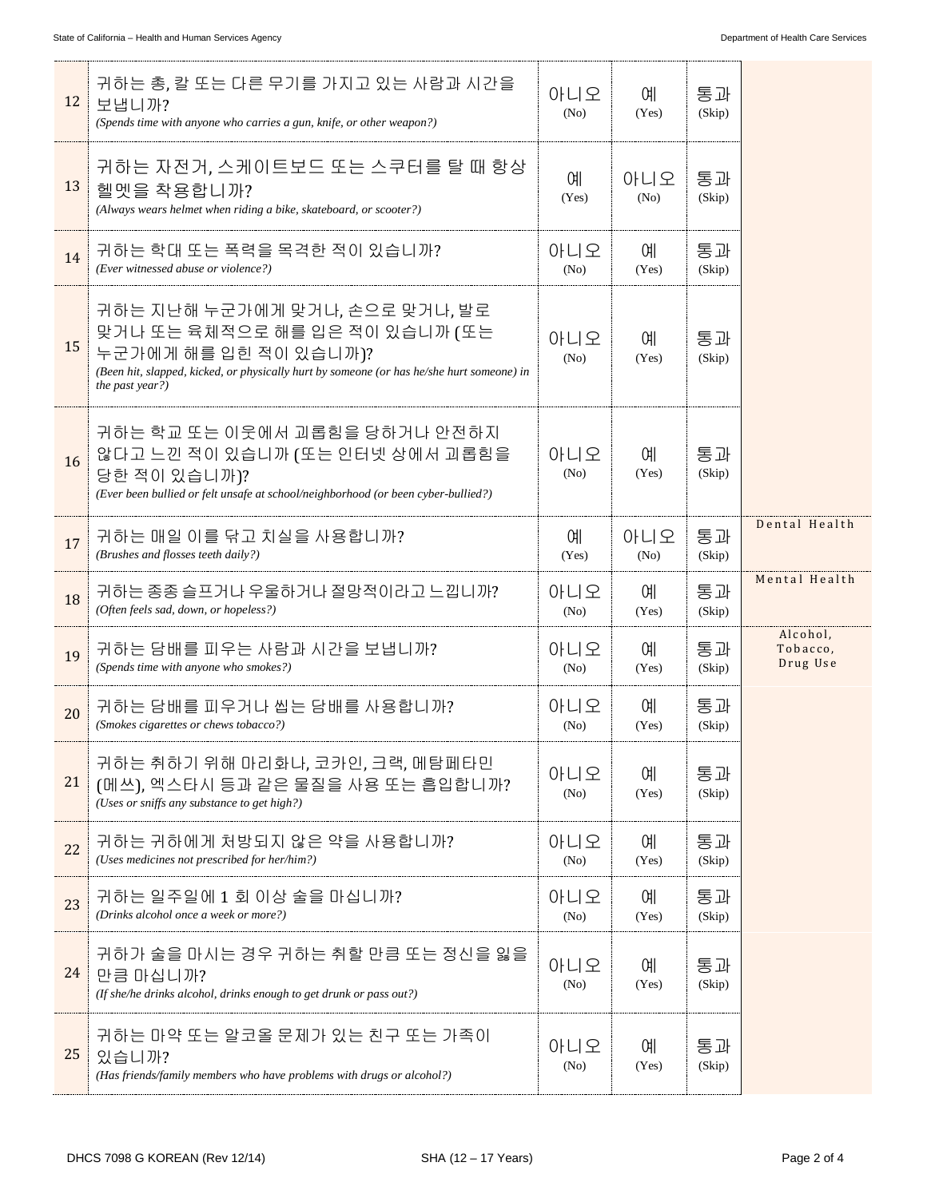| | | | | | |
|---|---|---|---|---|---|
| 12 | 귀하는 총, 칼 또는 다른 무기를 가지고 있는 사람과 시간을 보냅니까?<br>*(Spends time with anyone who carries a gun, knife, or other weapon?)* | 아니오<br>(No) | 예<br>(Yes) | 통과<br>(Skip) | |
| 13 | 귀하는 자전거, 스케이트보드 또는 스쿠터를 탈 때 항상 헬멧을 착용합니까?<br>*(Always wears helmet when riding a bike, skateboard, or scooter?)* | 예<br>(Yes) | 아니오<br>(No) | 통과<br>(Skip) | |
| 14 | 귀하는 학대 또는 폭력을 목격한 적이 있습니까?<br>*(Ever witnessed abuse or violence?)* | 아니오<br>(No) | 예<br>(Yes) | 통과<br>(Skip) | |
| 15 | 귀하는 지난해 누군가에게 맞거나, 손으로 맞거나, 발로 맞거나 또는 육체적으로 해를 입은 적이 있습니까 (또는 누군가에게 해를 입힌 적이 있습니까)?<br>*(Been hit, slapped, kicked, or physically hurt by someone (or has he/she hurt someone) in the past year?)* | 아니오<br>(No) | 예<br>(Yes) | 통과<br>(Skip) | |
| 16 | 귀하는 학교 또는 이웃에서 괴롭힘을 당하거나 안전하지 않다고 느낀 적이 있습니까 (또는 인터넷 상에서 괴롭힘을 당한 적이 있습니까)?<br>*(Ever been bullied or felt unsafe at school/neighborhood (or been cyber-bullied?)* | 아니오<br>(No) | 예<br>(Yes) | 통과<br>(Skip) | |
| 17 | 귀하는 매일 이를 닦고 치실을 사용합니까?<br>*(Brushes and flosses teeth daily?)* | 예<br>(Yes) | 아니오<br>(No) | 통과<br>(Skip) | Dental Health |
| 18 | 귀하는 종종 슬프거나 우울하거나 절망적이라고 느낍니까?<br>*(Often feels sad, down, or hopeless?)* | 아니오<br>(No) | 예<br>(Yes) | 통과<br>(Skip) | Mental Health |
| 19 | 귀하는 담배를 피우는 사람과 시간을 보냅니까?<br>*(Spends time with anyone who smokes?)* | 아니오<br>(No) | 예<br>(Yes) | 통과<br>(Skip) | Alcohol, Tobacco, Drug Use |
| 20 | 귀하는 담배를 피우거나 씹는 담배를 사용합니까?<br>*(Smokes cigarettes or chews tobacco?)* | 아니오<br>(No) | 예<br>(Yes) | 통과<br>(Skip) | |
| 21 | 귀하는 취하기 위해 마리화나, 코카인, 크랙, 메탐페타민 (메쓰), 엑스타시 등과 같은 물질을 사용 또는 흡입합니까?<br>*(Uses or sniffs any substance to get high?)* | 아니오<br>(No) | 예<br>(Yes) | 통과<br>(Skip) | |
| 22 | 귀하는 귀하에게 처방되지 않은 약을 사용합니까?<br>*(Uses medicines not prescribed for her/him?)* | 아니오<br>(No) | 예<br>(Yes) | 통과<br>(Skip) | |
| 23 | 귀하는 일주일에 1 회 이상 술을 마십니까?<br>*(Drinks alcohol once a week or more?)* | 아니오<br>(No) | 예<br>(Yes) | 통과<br>(Skip) | |
| 24 | 귀하가 술을 마시는 경우 귀하는 취할 만큼 또는 정신을 잃을 만큼 마십니까?<br>*(If she/he drinks alcohol, drinks enough to get drunk or pass out?)* | 아니오<br>(No) | 예<br>(Yes) | 통과<br>(Skip) | |
| 25 | 귀하는 마약 또는 알코올 문제가 있는 친구 또는 가족이 있습니까?<br>*(Has friends/family members who have problems with drugs or alcohol?)* | 아니오<br>(No) | 예<br>(Yes) | 통과<br>(Skip) | |

DHCS 7098 G KOREAN (Rev 12/14) SHA (12 – 17 Years)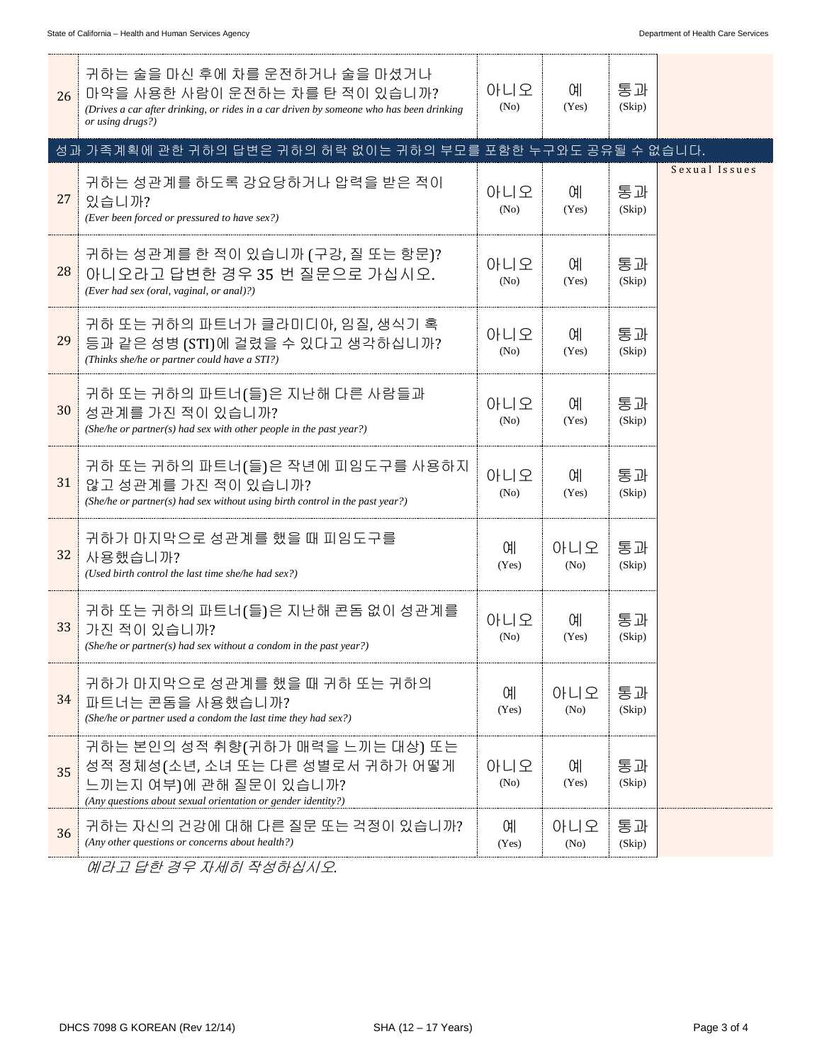| | | | | | |
|---|---|---|---|---|---|
| 26 | 귀하는 술을 마신 후에 차를 운전하거나 술을 마셨거나 마약을 사용한 사람이 운전하는 차를 탄 적이 있습니까? *(Drives a car after drinking, or rides in a car driven by someone who has been drinking or using drugs?)* | 아니오 (No) | 예 (Yes) | 통과 (Skip) | |
| 성과 가족계획에 관한 귀하의 답변은 귀하의 허락 없이는 귀하의 부모를 포함한 누구와도 공유될 수 없습니다. | | | | | |
| 27 | 귀하는 성관계를 하도록 강요당하거나 압력을 받은 적이 있습니까? *(Ever been forced or pressured to have sex?)* | 아니오 (No) | 예 (Yes) | 통과 (Skip) | Sexual Issues |
| 28 | 귀하는 성관계를 한 적이 있습니까 (구강, 질 또는 항문)? 아니오라고 답변한 경우 35 번 질문으로 가십시오. *(Ever had sex (oral, vaginal, or anal)?)* | 아니오 (No) | 예 (Yes) | 통과 (Skip) | |
| 29 | 귀하 또는 귀하의 파트너가 클라미디아, 임질, 생식기 혹 등과 같은 성병 (STI)에 걸렸을 수 있다고 생각하십니까? *(Thinks she/he or partner could have a STI?)* | 아니오 (No) | 예 (Yes) | 통과 (Skip) | |
| 30 | 귀하 또는 귀하의 파트너(들)은 지난해 다른 사람들과 성관계를 가진 적이 있습니까? *(She/he or partner(s) had sex with other people in the past year?)* | 아니오 (No) | 예 (Yes) | 통과 (Skip) | |
| 31 | 귀하 또는 귀하의 파트너(들)은 작년에 피임도구를 사용하지 않고 성관계를 가진 적이 있습니까? *(She/he or partner(s) had sex without using birth control in the past year?)* | 아니오 (No) | 예 (Yes) | 통과 (Skip) | |
| 32 | 귀하가 마지막으로 성관계를 했을 때 피임도구를 사용했습니까? *(Used birth control the last time she/he had sex?)* | 예 (Yes) | 아니오 (No) | 통과 (Skip) | |
| 33 | 귀하 또는 귀하의 파트너(들)은 지난해 콘돔 없이 성관계를 가진 적이 있습니까? *(She/he or partner(s) had sex without a condom in the past year?)* | 아니오 (No) | 예 (Yes) | 통과 (Skip) | |
| 34 | 귀하가 마지막으로 성관계를 했을 때 귀하 또는 귀하의 파트너는 콘돔을 사용했습니까? *(She/he or partner used a condom the last time they had sex?)* | 예 (Yes) | 아니오 (No) | 통과 (Skip) | |
| 35 | 귀하는 본인의 성적 취향(귀하가 매력을 느끼는 대상) 또는 성적 정체성(소년, 소녀 또는 다른 성별로서 귀하가 어떻게 느끼는지 여부)에 관해 질문이 있습니까? *(Any questions about sexual orientation or gender identity?)* | 아니오 (No) | 예 (Yes) | 통과 (Skip) | |
| 36 | 귀하는 자신의 건강에 대해 다른 질문 또는 걱정이 있습니까? *(Any other questions or concerns about health?)* | 예 (Yes) | 아니오 (No) | 통과 (Skip) | |

*예라고 답한 경우 자세히 작성하십시오.*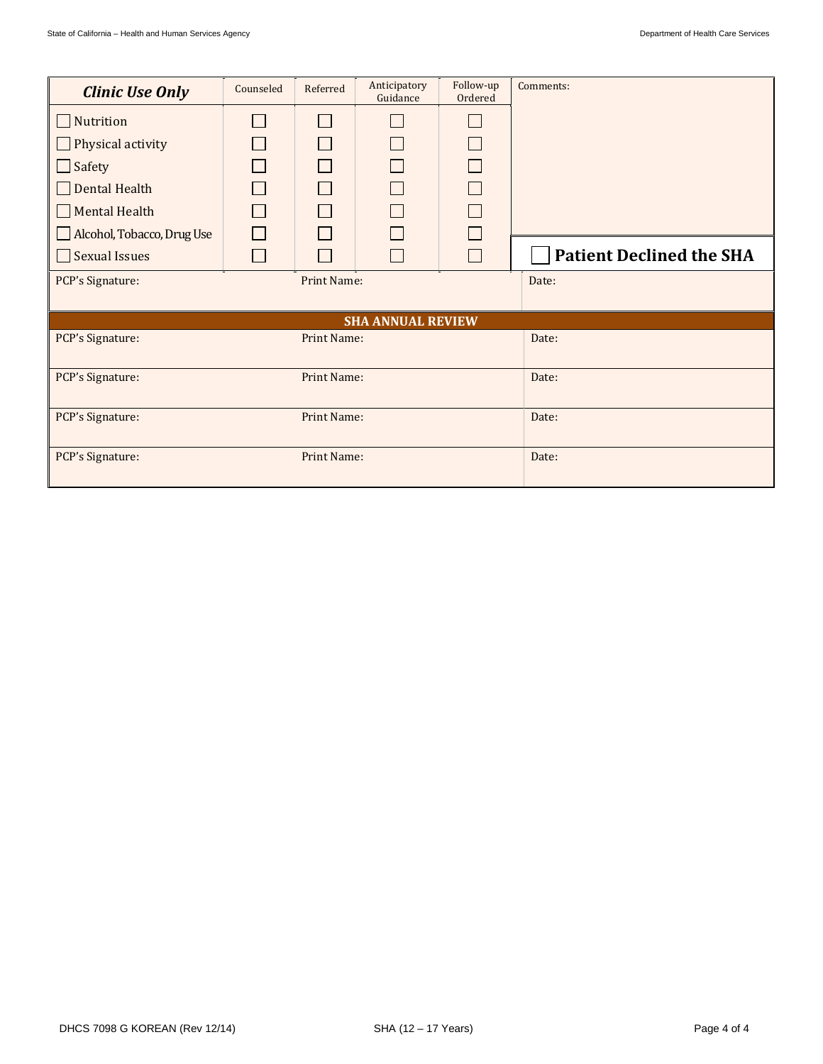| *Clinic Use Only* | Counseled | Referred | Anticipatory Guidance | Follow-up Ordered | Comments: |
|---|---|---|---|---|---|
| ☐ Nutrition | ☐ | ☐ | ☐ | ☐ | |
| ☐ Physical activity | ☐ | ☐ | ☐ | ☐ | |
| ☐ Safety | ☐ | ☐ | ☐ | ☐ | |
| ☐ Dental Health | ☐ | ☐ | ☐ | ☐ | |
| ☐ Mental Health | ☐ | ☐ | ☐ | ☐ | |
| ☐ Alcohol, Tobacco, Drug Use | ☐ | ☐ | ☐ | ☐ | |
| ☐ Sexual Issues | ☐ | ☐ | ☐ | ☐ | ☐ **Patient Declined the SHA** |

| | | |
|---|---|---|
| PCP's Signature: | Print Name: | Date: |

**SHA ANNUAL REVIEW**

| | | |
|---|---|---|
| PCP's Signature: | Print Name: | Date: |
| PCP's Signature: | Print Name: | Date: |
| PCP's Signature: | Print Name: | Date: |
| PCP's Signature: | Print Name: | Date: |